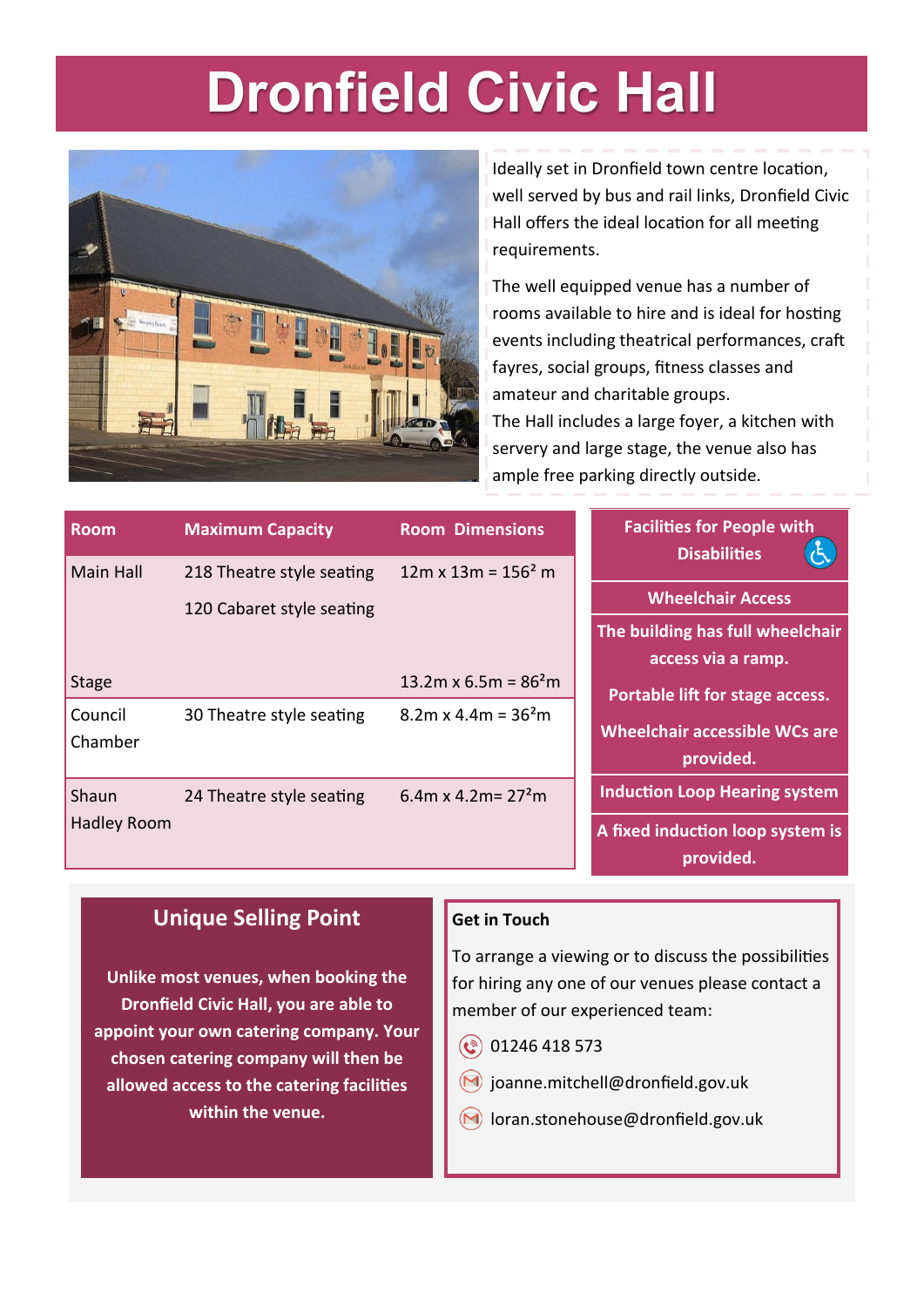# Dronfield Civic Hall

Ideally set in Dronfield town centre location, well served by bus and rail links, Dronfield Civic Hall offers the ideal location for all meeting requirements.

The well equipped venue has a number of rooms available to hire and is ideal for hosting events including theatrical performances, craft fayres, social groups, fitness classes and amateur and charitable groups.

The Hall includes a large foyer, a kitchen with servery and large stage, the venue also has ample free parking directly outside.

| Room | Maximum Capacity | Room Dimensions |
|---|---|---|
| Main Hall | 218 Theatre style seating<br>120 Cabaret style seating | 12m x 13m = 156² m |
| Stage | | 13.2m x 6.5m = 86²m |
| Council Chamber | 30 Theatre style seating | 8.2m x 4.4m = 36²m |
| Shaun Hadley Room | 24 Theatre style seating | 6.4m x 4.2m= 27²m |

## Facilities for People with Disabilities

**Wheelchair Access**

**The building has full wheelchair access via a ramp.**

**Portable lift for stage access.**

**Wheelchair accessible WCs are provided.**

**Induction Loop Hearing system**

**A fixed induction loop system is provided.**

## Unique Selling Point

**Unlike most venues, when booking the Dronfield Civic Hall, you are able to appoint your own catering company. Your chosen catering company will then be allowed access to the catering facilities within the venue.**

## Get in Touch

To arrange a viewing or to discuss the possibilities for hiring any one of our venues please contact a member of our experienced team:

- 01246 418 573
- joanne.mitchell@dronfield.gov.uk
- loran.stonehouse@dronfield.gov.uk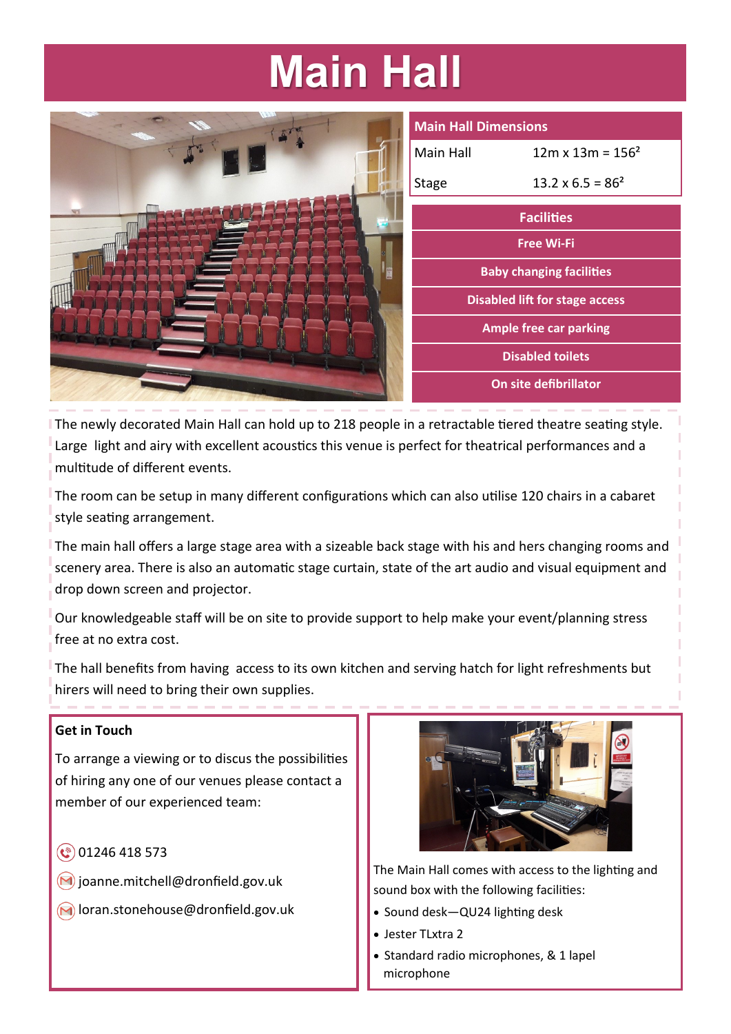# Main Hall

| Main Hall Dimensions | |
|---|---|
| Main Hall | 12m x 13m = $156^2$ |
| Stage | 13.2 x 6.5 = $86^2$ |

| Facilities |
|---|
| Free Wi-Fi |
| Baby changing facilities |
| Disabled lift for stage access |
| Ample free car parking |
| Disabled toilets |
| On site defibrillator |

The newly decorated Main Hall can hold up to 218 people in a retractable tiered theatre seating style. Large light and airy with excellent acoustics this venue is perfect for theatrical performances and a multitude of different events.

The room can be setup in many different configurations which can also utilise 120 chairs in a cabaret style seating arrangement.

The main hall offers a large stage area with a sizeable back stage with his and hers changing rooms and scenery area. There is also an automatic stage curtain, state of the art audio and visual equipment and drop down screen and projector.

Our knowledgeable staff will be on site to provide support to help make your event/planning stress free at no extra cost.

The hall benefits from having access to its own kitchen and serving hatch for light refreshments but hirers will need to bring their own supplies.

**Get in Touch**

To arrange a viewing or to discus the possibilities of hiring any one of our venues please contact a member of our experienced team:

01246 418 573

joanne.mitchell@dronfield.gov.uk

loran.stonehouse@dronfield.gov.uk

The Main Hall comes with access to the lighting and sound box with the following facilities:

- Sound desk—QU24 lighting desk
- Jester TLxtra 2
- Standard radio microphones, & 1 lapel microphone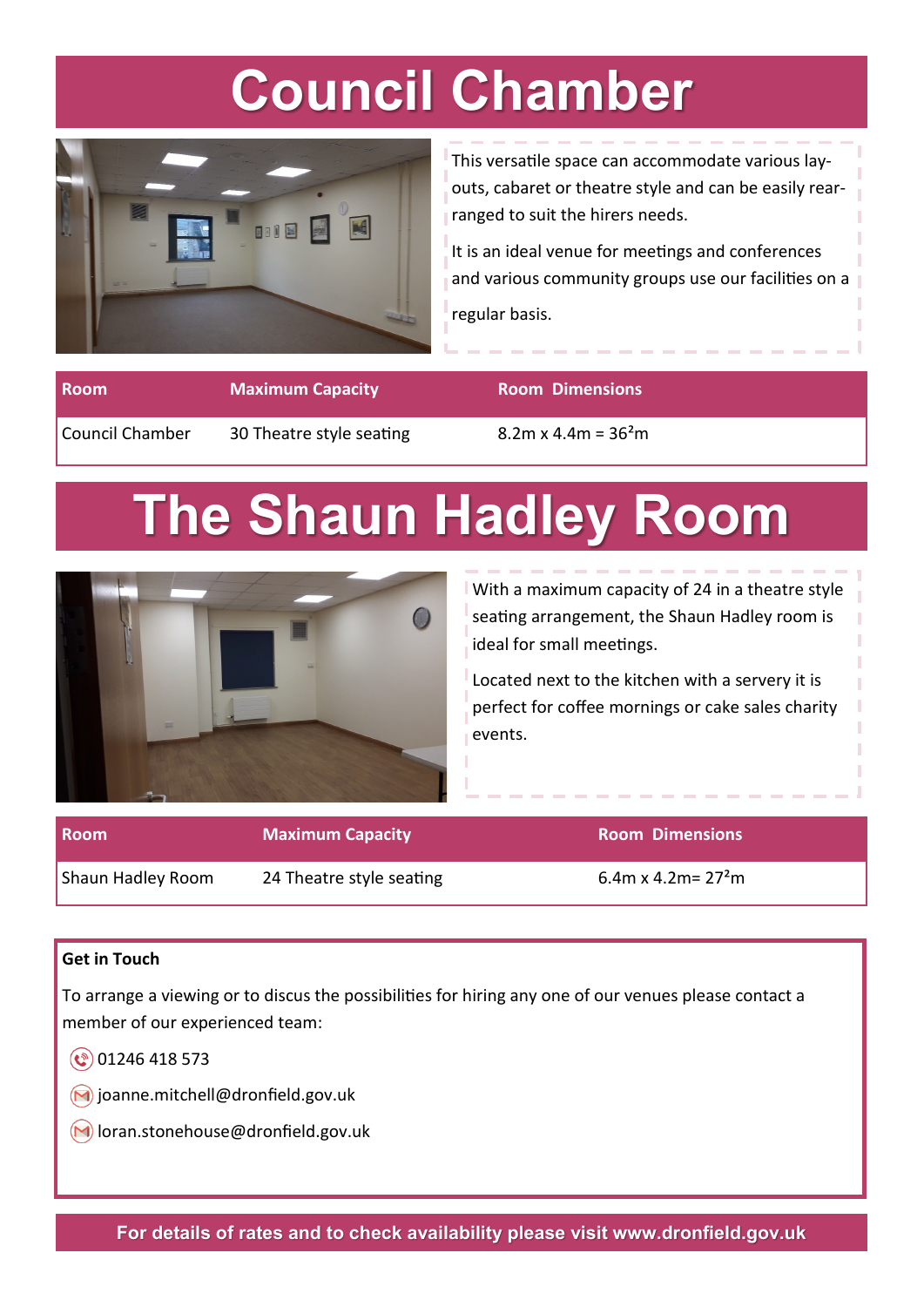# Council Chamber

This versatile space can accommodate various lay-outs, cabaret or theatre style and can be easily rear-ranged to suit the hirers needs.

It is an ideal venue for meetings and conferences and various community groups use our facilities on a regular basis.

| Room | Maximum Capacity | Room Dimensions |
|---|---|---|
| Council Chamber | 30 Theatre style seating | 8.2m x 4.4m = 36²m |

# The Shaun Hadley Room

With a maximum capacity of 24 in a theatre style seating arrangement, the Shaun Hadley room is ideal for small meetings.

Located next to the kitchen with a servery it is perfect for coffee mornings or cake sales charity events.

| Room | Maximum Capacity | Room Dimensions |
|---|---|---|
| Shaun Hadley Room | 24 Theatre style seating | 6.4m x 4.2m= 27²m |

**Get in Touch**

To arrange a viewing or to discus the possibilities for hiring any one of our venues please contact a member of our experienced team:

- 01246 418 573
- joanne.mitchell@dronfield.gov.uk
- loran.stonehouse@dronfield.gov.uk

**For details of rates and to check availability please visit www.dronfield.gov.uk**